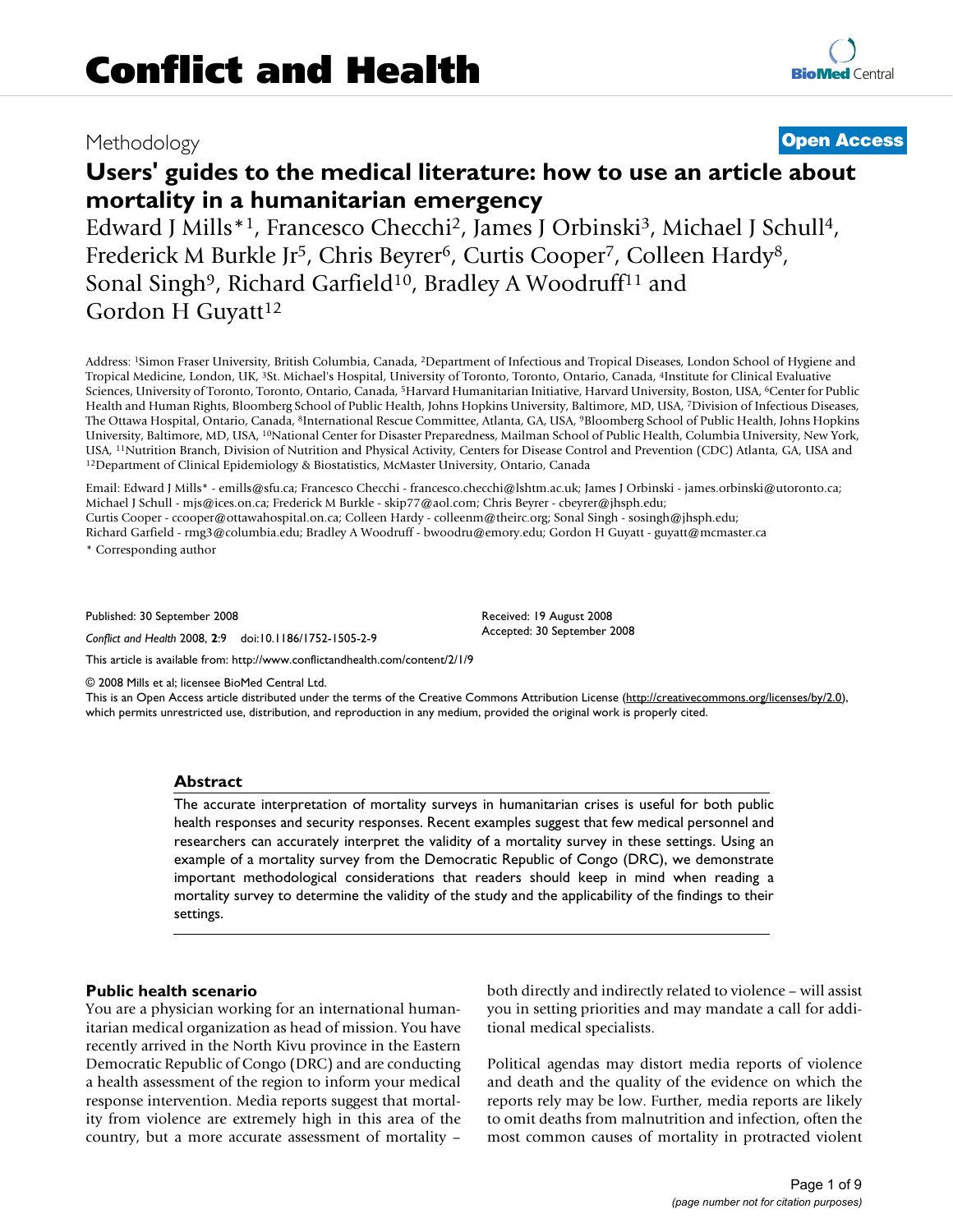# Conflict and Health

Methodology

**Open Access**

## Users' guides to the medical literature: how to use an article about mortality in a humanitarian emergency

Edward J Mills*[1], Francesco Checchi[2], James J Orbinski[3], Michael J Schull[4], Frederick M Burkle Jr[5], Chris Beyrer[6], Curtis Cooper[7], Colleen Hardy[8], Sonal Singh[9], Richard Garfield[10], Bradley A Woodruff[11] and Gordon H Guyatt[12]

Address: [1]Simon Fraser University, British Columbia, Canada, [2]Department of Infectious and Tropical Diseases, London School of Hygiene and Tropical Medicine, London, UK, [3]St. Michael's Hospital, University of Toronto, Toronto, Ontario, Canada, [4]Institute for Clinical Evaluative Sciences, University of Toronto, Toronto, Ontario, Canada, [5]Harvard Humanitarian Initiative, Harvard University, Boston, USA, [6]Center for Public Health and Human Rights, Bloomberg School of Public Health, Johns Hopkins University, Baltimore, MD, USA, [7]Division of Infectious Diseases, The Ottawa Hospital, Ontario, Canada, [8]International Rescue Committee, Atlanta, GA, USA, [9]Bloomberg School of Public Health, Johns Hopkins University, Baltimore, MD, USA, [10]National Center for Disaster Preparedness, Mailman School of Public Health, Columbia University, New York, USA, [11]Nutrition Branch, Division of Nutrition and Physical Activity, Centers for Disease Control and Prevention (CDC) Atlanta, GA, USA and [12]Department of Clinical Epidemiology & Biostatistics, McMaster University, Ontario, Canada

Email: Edward J Mills* - emills@sfu.ca; Francesco Checchi - francesco.checchi@lshtm.ac.uk; James J Orbinski - james.orbinski@utoronto.ca; Michael J Schull - mjs@ices.on.ca; Frederick M Burkle - skip77@aol.com; Chris Beyrer - cbeyrer@jhsph.edu; Curtis Cooper - ccooper@ottawahospital.on.ca; Colleen Hardy - colleenm@theirc.org; Sonal Singh - sosingh@jhsph.edu; Richard Garfield - rmg3@columbia.edu; Bradley A Woodruff - bwoodru@emory.edu; Gordon H Guyatt - guyatt@mcmaster.ca

\* Corresponding author

Published: 30 September 2008

*Conflict and Health* 2008, **2**:9 doi:10.1186/1752-1505-2-9

Received: 19 August 2008
Accepted: 30 September 2008

This article is available from: http://www.conflictandhealth.com/content/2/1/9

© 2008 Mills et al; licensee BioMed Central Ltd.
This is an Open Access article distributed under the terms of the Creative Commons Attribution License (http://creativecommons.org/licenses/by/2.0), which permits unrestricted use, distribution, and reproduction in any medium, provided the original work is properly cited.

### Abstract

The accurate interpretation of mortality surveys in humanitarian crises is useful for both public health responses and security responses. Recent examples suggest that few medical personnel and researchers can accurately interpret the validity of a mortality survey in these settings. Using an example of a mortality survey from the Democratic Republic of Congo (DRC), we demonstrate important methodological considerations that readers should keep in mind when reading a mortality survey to determine the validity of the study and the applicability of the findings to their settings.

### Public health scenario

You are a physician working for an international humanitarian medical organization as head of mission. You have recently arrived in the North Kivu province in the Eastern Democratic Republic of Congo (DRC) and are conducting a health assessment of the region to inform your medical response intervention. Media reports suggest that mortality from violence are extremely high in this area of the country, but a more accurate assessment of mortality – both directly and indirectly related to violence – will assist you in setting priorities and may mandate a call for additional medical specialists.

Political agendas may distort media reports of violence and death and the quality of the evidence on which the reports rely may be low. Further, media reports are likely to omit deaths from malnutrition and infection, often the most common causes of mortality in protracted violent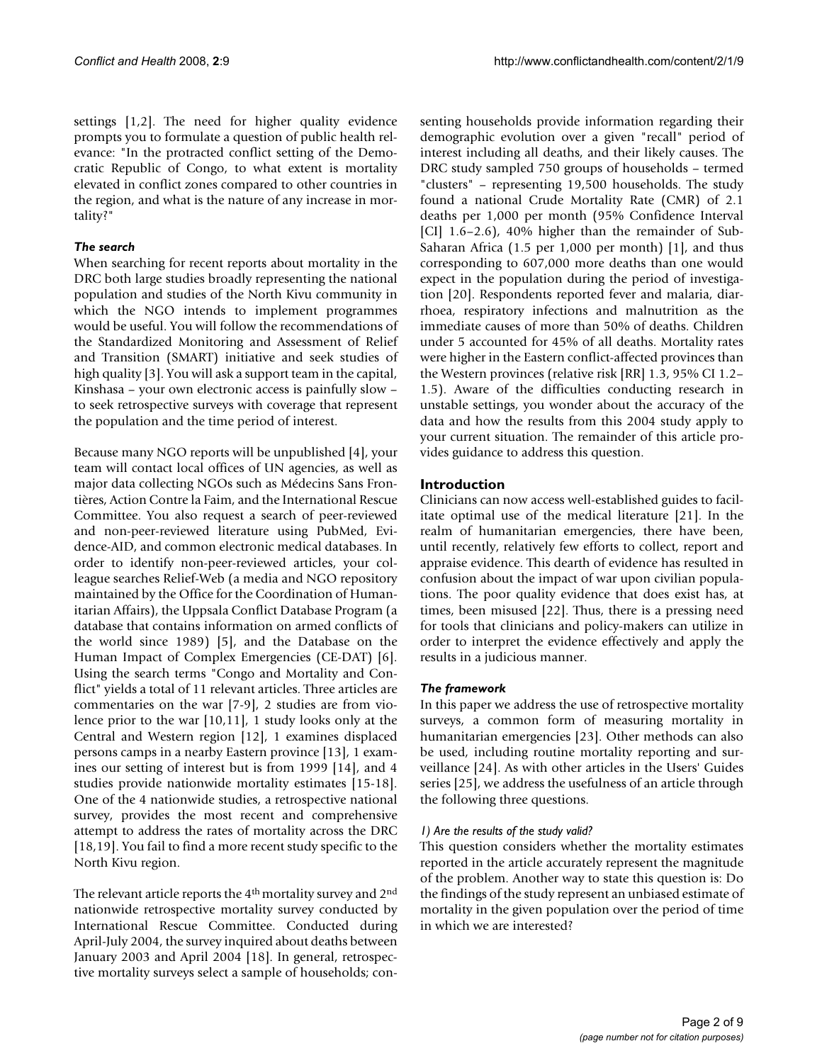settings [1,2]. The need for higher quality evidence prompts you to formulate a question of public health relevance: "In the protracted conflict setting of the Democratic Republic of Congo, to what extent is mortality elevated in conflict zones compared to other countries in the region, and what is the nature of any increase in mortality?"

### *The search*

When searching for recent reports about mortality in the DRC both large studies broadly representing the national population and studies of the North Kivu community in which the NGO intends to implement programmes would be useful. You will follow the recommendations of the Standardized Monitoring and Assessment of Relief and Transition (SMART) initiative and seek studies of high quality [3]. You will ask a support team in the capital, Kinshasa – your own electronic access is painfully slow – to seek retrospective surveys with coverage that represent the population and the time period of interest.

Because many NGO reports will be unpublished [4], your team will contact local offices of UN agencies, as well as major data collecting NGOs such as Médecins Sans Frontières, Action Contre la Faim, and the International Rescue Committee. You also request a search of peer-reviewed and non-peer-reviewed literature using PubMed, Evidence-AID, and common electronic medical databases. In order to identify non-peer-reviewed articles, your colleague searches Relief-Web (a media and NGO repository maintained by the Office for the Coordination of Humanitarian Affairs), the Uppsala Conflict Database Program (a database that contains information on armed conflicts of the world since 1989) [5], and the Database on the Human Impact of Complex Emergencies (CE-DAT) [6]. Using the search terms "Congo and Mortality and Conflict" yields a total of 11 relevant articles. Three articles are commentaries on the war [7-9], 2 studies are from violence prior to the war [10,11], 1 study looks only at the Central and Western region [12], 1 examines displaced persons camps in a nearby Eastern province [13], 1 examines our setting of interest but is from 1999 [14], and 4 studies provide nationwide mortality estimates [15-18]. One of the 4 nationwide studies, a retrospective national survey, provides the most recent and comprehensive attempt to address the rates of mortality across the DRC [18,19]. You fail to find a more recent study specific to the North Kivu region.

The relevant article reports the 4th mortality survey and 2nd nationwide retrospective mortality survey conducted by International Rescue Committee. Conducted during April-July 2004, the survey inquired about deaths between January 2003 and April 2004 [18]. In general, retrospective mortality surveys select a sample of households; consenting households provide information regarding their demographic evolution over a given "recall" period of interest including all deaths, and their likely causes. The DRC study sampled 750 groups of households – termed "clusters" – representing 19,500 households. The study found a national Crude Mortality Rate (CMR) of 2.1 deaths per 1,000 per month (95% Confidence Interval [CI] 1.6–2.6), 40% higher than the remainder of Sub-Saharan Africa (1.5 per 1,000 per month) [1], and thus corresponding to 607,000 more deaths than one would expect in the population during the period of investigation [20]. Respondents reported fever and malaria, diarrhoea, respiratory infections and malnutrition as the immediate causes of more than 50% of deaths. Children under 5 accounted for 45% of all deaths. Mortality rates were higher in the Eastern conflict-affected provinces than the Western provinces (relative risk [RR] 1.3, 95% CI 1.2–1.5). Aware of the difficulties conducting research in unstable settings, you wonder about the accuracy of the data and how the results from this 2004 study apply to your current situation. The remainder of this article provides guidance to address this question.

## Introduction

Clinicians can now access well-established guides to facilitate optimal use of the medical literature [21]. In the realm of humanitarian emergencies, there have been, until recently, relatively few efforts to collect, report and appraise evidence. This dearth of evidence has resulted in confusion about the impact of war upon civilian populations. The poor quality evidence that does exist has, at times, been misused [22]. Thus, there is a pressing need for tools that clinicians and policy-makers can utilize in order to interpret the evidence effectively and apply the results in a judicious manner.

### *The framework*

In this paper we address the use of retrospective mortality surveys, a common form of measuring mortality in humanitarian emergencies [23]. Other methods can also be used, including routine mortality reporting and surveillance [24]. As with other articles in the Users' Guides series [25], we address the usefulness of an article through the following three questions.

#### *1) Are the results of the study valid?*

This question considers whether the mortality estimates reported in the article accurately represent the magnitude of the problem. Another way to state this question is: Do the findings of the study represent an unbiased estimate of mortality in the given population over the period of time in which we are interested?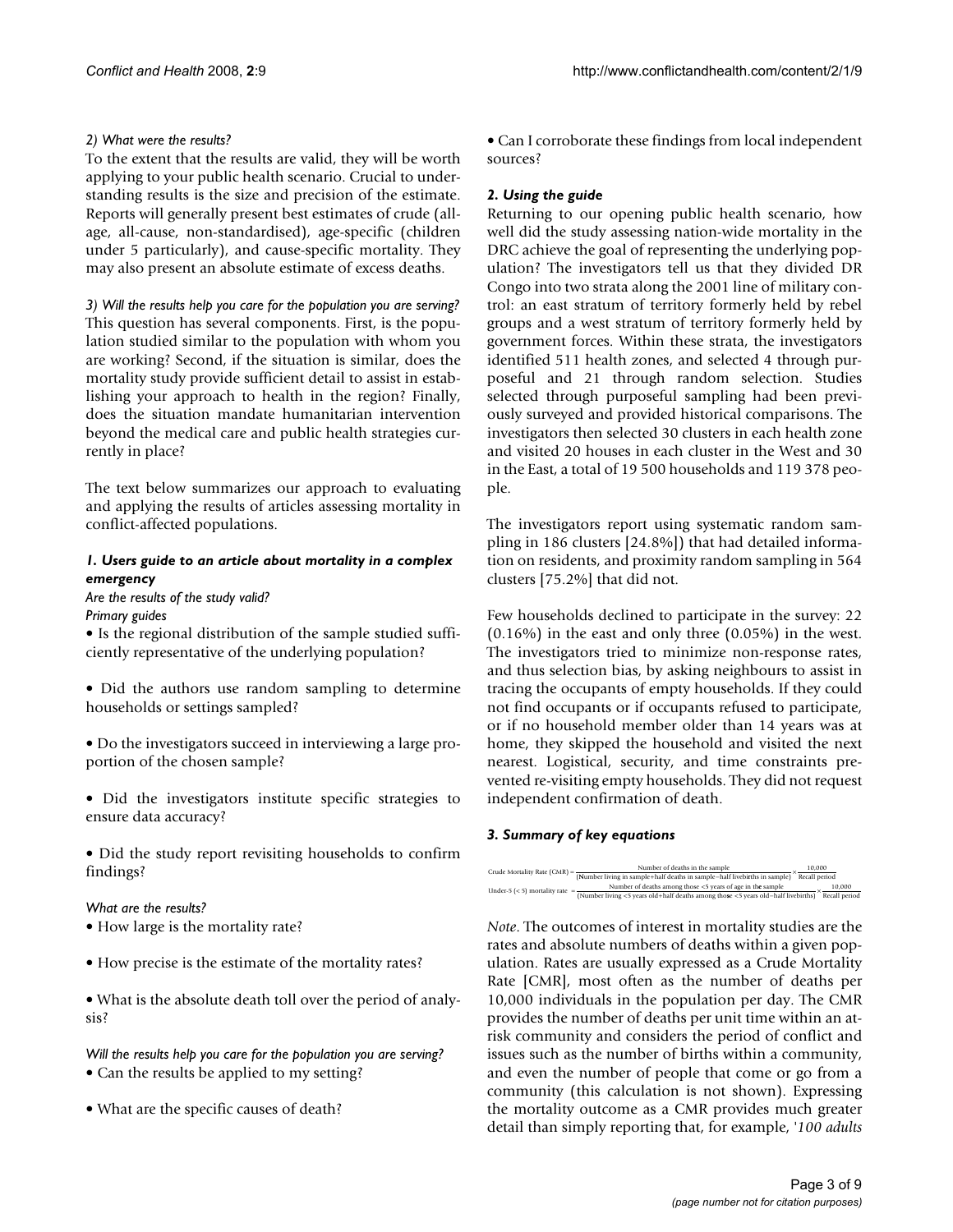*2) What were the results?*

To the extent that the results are valid, they will be worth applying to your public health scenario. Crucial to understanding results is the size and precision of the estimate. Reports will generally present best estimates of crude (all-age, all-cause, non-standardised), age-specific (children under 5 particularly), and cause-specific mortality. They may also present an absolute estimate of excess deaths.

*3) Will the results help you care for the population you are serving?*

This question has several components. First, is the population studied similar to the population with whom you are working? Second, if the situation is similar, does the mortality study provide sufficient detail to assist in establishing your approach to health in the region? Finally, does the situation mandate humanitarian intervention beyond the medical care and public health strategies currently in place?

The text below summarizes our approach to evaluating and applying the results of articles assessing mortality in conflict-affected populations.

### *1. Users guide to an article about mortality in a complex emergency*

*Are the results of the study valid?*

*Primary guides*

• Is the regional distribution of the sample studied sufficiently representative of the underlying population?

• Did the authors use random sampling to determine households or settings sampled?

• Do the investigators succeed in interviewing a large proportion of the chosen sample?

• Did the investigators institute specific strategies to ensure data accuracy?

• Did the study report revisiting households to confirm findings?

*What are the results?*

• How large is the mortality rate?

• How precise is the estimate of the mortality rates?

• What is the absolute death toll over the period of analysis?

*Will the results help you care for the population you are serving?*

• Can the results be applied to my setting?

• What are the specific causes of death?

• Can I corroborate these findings from local independent sources?

### *2. Using the guide*

Returning to our opening public health scenario, how well did the study assessing nation-wide mortality in the DRC achieve the goal of representing the underlying population? The investigators tell us that they divided DR Congo into two strata along the 2001 line of military control: an east stratum of territory formerly held by rebel groups and a west stratum of territory formerly held by government forces. Within these strata, the investigators identified 511 health zones, and selected 4 through purposeful and 21 through random selection. Studies selected through purposeful sampling had been previously surveyed and provided historical comparisons. The investigators then selected 30 clusters in each health zone and visited 20 houses in each cluster in the West and 30 in the East, a total of 19 500 households and 119 378 people.

The investigators report using systematic random sampling in 186 clusters [24.8%]) that had detailed information on residents, and proximity random sampling in 564 clusters [75.2%] that did not.

Few households declined to participate in the survey: 22 (0.16%) in the east and only three (0.05%) in the west. The investigators tried to minimize non-response rates, and thus selection bias, by asking neighbours to assist in tracing the occupants of empty households. If they could not find occupants or if occupants refused to participate, or if no household member older than 14 years was at home, they skipped the household and visited the next nearest. Logistical, security, and time constraints prevented re-visiting empty households. They did not request independent confirmation of death.

### *3. Summary of key equations*

$$\text{Crude Mortality Rate (CMR)} = \frac{\text{Number of deaths in the sample}}{(\text{Number living in sample} + \text{half deaths in sample} - \text{half livebirths in sample})} \times \frac{10{,}000}{\text{Recall period}}$$

$$\text{Under-5 } (<5) \text{ mortality rate} = \frac{\text{Number of deaths among those} <5 \text{ years of age in the sample}}{(\text{Number living} <5 \text{ years old} + \text{half deaths among those} <5 \text{ years old} - \text{half livebirths})} \times \frac{10{,}000}{\text{Recall period}}$$

*Note*. The outcomes of interest in mortality studies are the rates and absolute numbers of deaths within a given population. Rates are usually expressed as a Crude Mortality Rate [CMR], most often as the number of deaths per 10,000 individuals in the population per day. The CMR provides the number of deaths per unit time within an at-risk community and considers the period of conflict and issues such as the number of births within a community, and even the number of people that come or go from a community (this calculation is not shown). Expressing the mortality outcome as a CMR provides much greater detail than simply reporting that, for example, '*100 adults*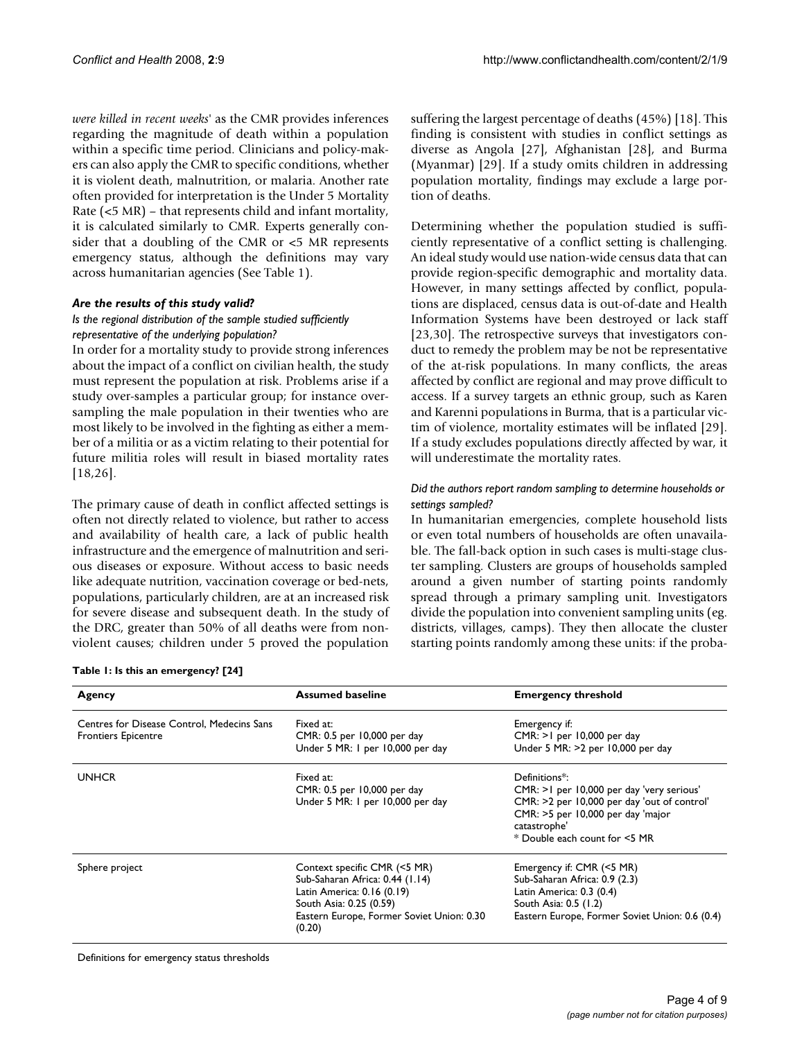*were killed in recent weeks*' as the CMR provides inferences regarding the magnitude of death within a population within a specific time period. Clinicians and policy-makers can also apply the CMR to specific conditions, whether it is violent death, malnutrition, or malaria. Another rate often provided for interpretation is the Under 5 Mortality Rate (<5 MR) – that represents child and infant mortality, it is calculated similarly to CMR. Experts generally consider that a doubling of the CMR or <5 MR represents emergency status, although the definitions may vary across humanitarian agencies (See Table 1).

### *Are the results of this study valid?*

#### *Is the regional distribution of the sample studied sufficiently representative of the underlying population?*

In order for a mortality study to provide strong inferences about the impact of a conflict on civilian health, the study must represent the population at risk. Problems arise if a study over-samples a particular group; for instance over-sampling the male population in their twenties who are most likely to be involved in the fighting as either a member of a militia or as a victim relating to their potential for future militia roles will result in biased mortality rates [18,26].

The primary cause of death in conflict affected settings is often not directly related to violence, but rather to access and availability of health care, a lack of public health infrastructure and the emergence of malnutrition and serious diseases or exposure. Without access to basic needs like adequate nutrition, vaccination coverage or bed-nets, populations, particularly children, are at an increased risk for severe disease and subsequent death. In the study of the DRC, greater than 50% of all deaths were from non-violent causes; children under 5 proved the population suffering the largest percentage of deaths (45%) [18]. This finding is consistent with studies in conflict settings as diverse as Angola [27], Afghanistan [28], and Burma (Myanmar) [29]. If a study omits children in addressing population mortality, findings may exclude a large portion of deaths.

Determining whether the population studied is sufficiently representative of a conflict setting is challenging. An ideal study would use nation-wide census data that can provide region-specific demographic and mortality data. However, in many settings affected by conflict, populations are displaced, census data is out-of-date and Health Information Systems have been destroyed or lack staff [23,30]. The retrospective surveys that investigators conduct to remedy the problem may be not be representative of the at-risk populations. In many conflicts, the areas affected by conflict are regional and may prove difficult to access. If a survey targets an ethnic group, such as Karen and Karenni populations in Burma, that is a particular victim of violence, mortality estimates will be inflated [29]. If a study excludes populations directly affected by war, it will underestimate the mortality rates.

#### *Did the authors report random sampling to determine households or settings sampled?*

In humanitarian emergencies, complete household lists or even total numbers of households are often unavailable. The fall-back option in such cases is multi-stage cluster sampling. Clusters are groups of households sampled around a given number of starting points randomly spread through a primary sampling unit. Investigators divide the population into convenient sampling units (eg. districts, villages, camps). They then allocate the cluster starting points randomly among these units: if the proba-

**Table 1: Is this an emergency? [24]**

| Agency | Assumed baseline | Emergency threshold |
|---|---|---|
| Centres for Disease Control, Medecins Sans Frontiers Epicentre | Fixed at:<br>CMR: 0.5 per 10,000 per day<br>Under 5 MR: 1 per 10,000 per day | Emergency if:<br>CMR: >1 per 10,000 per day<br>Under 5 MR: >2 per 10,000 per day |
| UNHCR | Fixed at:<br>CMR: 0.5 per 10,000 per day<br>Under 5 MR: 1 per 10,000 per day | Definitions*:<br>CMR: >1 per 10,000 per day 'very serious'<br>CMR: >2 per 10,000 per day 'out of control'<br>CMR: >5 per 10,000 per day 'major catastrophe'<br>* Double each count for <5 MR |
| Sphere project | Context specific CMR (<5 MR)<br>Sub-Saharan Africa: 0.44 (1.14)<br>Latin America: 0.16 (0.19)<br>South Asia: 0.25 (0.59)<br>Eastern Europe, Former Soviet Union: 0.30 (0.20) | Emergency if: CMR (<5 MR)<br>Sub-Saharan Africa: 0.9 (2.3)<br>Latin America: 0.3 (0.4)<br>South Asia: 0.5 (1.2)<br>Eastern Europe, Former Soviet Union: 0.6 (0.4) |

Definitions for emergency status thresholds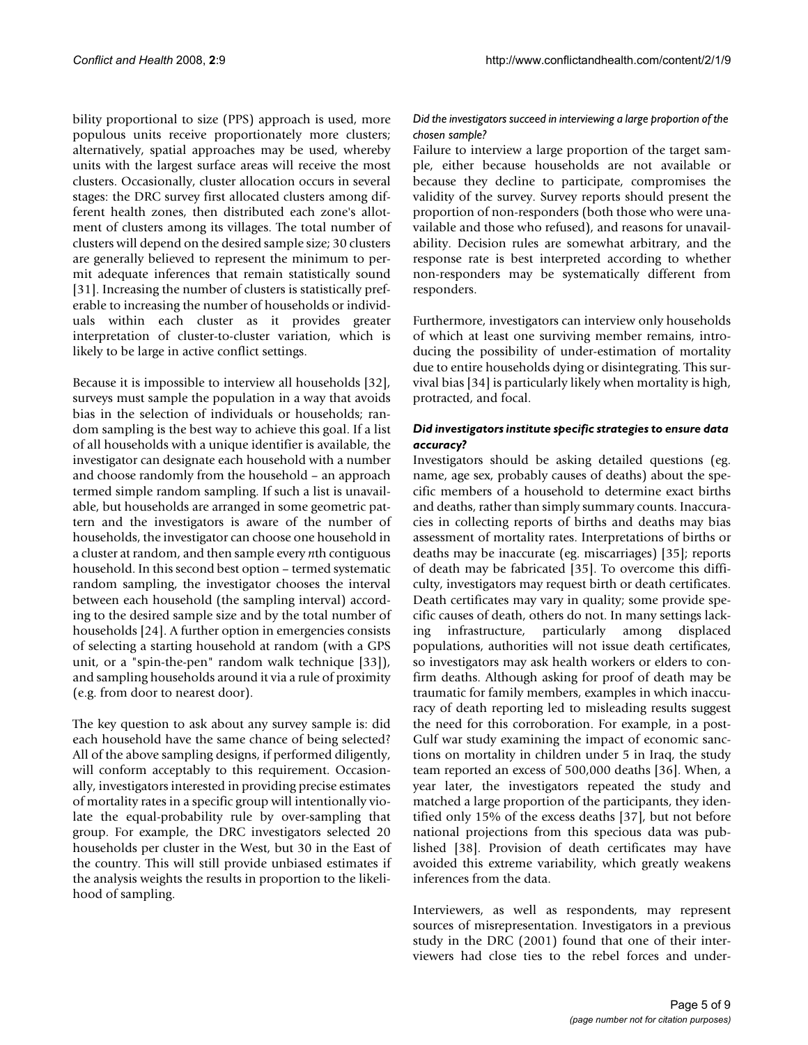bility proportional to size (PPS) approach is used, more populous units receive proportionately more clusters; alternatively, spatial approaches may be used, whereby units with the largest surface areas will receive the most clusters. Occasionally, cluster allocation occurs in several stages: the DRC survey first allocated clusters among different health zones, then distributed each zone's allotment of clusters among its villages. The total number of clusters will depend on the desired sample size; 30 clusters are generally believed to represent the minimum to permit adequate inferences that remain statistically sound [31]. Increasing the number of clusters is statistically preferable to increasing the number of households or individuals within each cluster as it provides greater interpretation of cluster-to-cluster variation, which is likely to be large in active conflict settings.

Because it is impossible to interview all households [32], surveys must sample the population in a way that avoids bias in the selection of individuals or households; random sampling is the best way to achieve this goal. If a list of all households with a unique identifier is available, the investigator can designate each household with a number and choose randomly from the household – an approach termed simple random sampling. If such a list is unavailable, but households are arranged in some geometric pattern and the investigators is aware of the number of households, the investigator can choose one household in a cluster at random, and then sample every *n*th contiguous household. In this second best option – termed systematic random sampling, the investigator chooses the interval between each household (the sampling interval) according to the desired sample size and by the total number of households [24]. A further option in emergencies consists of selecting a starting household at random (with a GPS unit, or a "spin-the-pen" random walk technique [33]), and sampling households around it via a rule of proximity (e.g. from door to nearest door).

The key question to ask about any survey sample is: did each household have the same chance of being selected? All of the above sampling designs, if performed diligently, will conform acceptably to this requirement. Occasionally, investigators interested in providing precise estimates of mortality rates in a specific group will intentionally violate the equal-probability rule by over-sampling that group. For example, the DRC investigators selected 20 households per cluster in the West, but 30 in the East of the country. This will still provide unbiased estimates if the analysis weights the results in proportion to the likelihood of sampling.

*Did the investigators succeed in interviewing a large proportion of the chosen sample?*

Failure to interview a large proportion of the target sample, either because households are not available or because they decline to participate, compromises the validity of the survey. Survey reports should present the proportion of non-responders (both those who were unavailable and those who refused), and reasons for unavailability. Decision rules are somewhat arbitrary, and the response rate is best interpreted according to whether non-responders may be systematically different from responders.

Furthermore, investigators can interview only households of which at least one surviving member remains, introducing the possibility of under-estimation of mortality due to entire households dying or disintegrating. This survival bias [34] is particularly likely when mortality is high, protracted, and focal.

***Did investigators institute specific strategies to ensure data accuracy?***

Investigators should be asking detailed questions (eg. name, age sex, probably causes of deaths) about the specific members of a household to determine exact births and deaths, rather than simply summary counts. Inaccuracies in collecting reports of births and deaths may bias assessment of mortality rates. Interpretations of births or deaths may be inaccurate (eg. miscarriages) [35]; reports of death may be fabricated [35]. To overcome this difficulty, investigators may request birth or death certificates. Death certificates may vary in quality; some provide specific causes of death, others do not. In many settings lacking infrastructure, particularly among displaced populations, authorities will not issue death certificates, so investigators may ask health workers or elders to confirm deaths. Although asking for proof of death may be traumatic for family members, examples in which inaccuracy of death reporting led to misleading results suggest the need for this corroboration. For example, in a post-Gulf war study examining the impact of economic sanctions on mortality in children under 5 in Iraq, the study team reported an excess of 500,000 deaths [36]. When, a year later, the investigators repeated the study and matched a large proportion of the participants, they identified only 15% of the excess deaths [37], but not before national projections from this specious data was published [38]. Provision of death certificates may have avoided this extreme variability, which greatly weakens inferences from the data.

Interviewers, as well as respondents, may represent sources of misrepresentation. Investigators in a previous study in the DRC (2001) found that one of their interviewers had close ties to the rebel forces and under-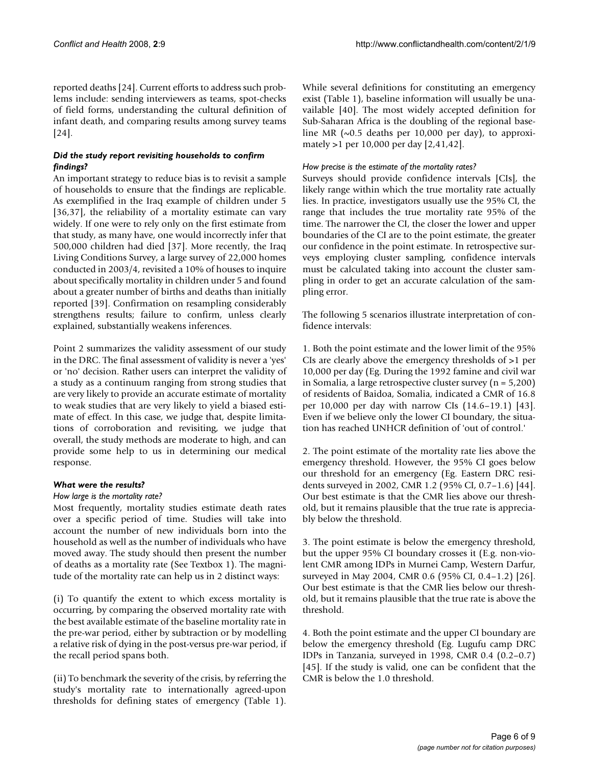reported deaths [24]. Current efforts to address such problems include: sending interviewers as teams, spot-checks of field forms, understanding the cultural definition of infant death, and comparing results among survey teams [24].

### *Did the study report revisiting households to confirm findings?*

An important strategy to reduce bias is to revisit a sample of households to ensure that the findings are replicable. As exemplified in the Iraq example of children under 5 [36,37], the reliability of a mortality estimate can vary widely. If one were to rely only on the first estimate from that study, as many have, one would incorrectly infer that 500,000 children had died [37]. More recently, the Iraq Living Conditions Survey, a large survey of 22,000 homes conducted in 2003/4, revisited a 10% of houses to inquire about specifically mortality in children under 5 and found about a greater number of births and deaths than initially reported [39]. Confirmation on resampling considerably strengthens results; failure to confirm, unless clearly explained, substantially weakens inferences.

Point 2 summarizes the validity assessment of our study in the DRC. The final assessment of validity is never a 'yes' or 'no' decision. Rather users can interpret the validity of a study as a continuum ranging from strong studies that are very likely to provide an accurate estimate of mortality to weak studies that are very likely to yield a biased estimate of effect. In this case, we judge that, despite limitations of corroboration and revisiting, we judge that overall, the study methods are moderate to high, and can provide some help to us in determining our medical response.

### *What were the results?*

#### *How large is the mortality rate?*

Most frequently, mortality studies estimate death rates over a specific period of time. Studies will take into account the number of new individuals born into the household as well as the number of individuals who have moved away. The study should then present the number of deaths as a mortality rate (See Textbox 1). The magnitude of the mortality rate can help us in 2 distinct ways:

(i) To quantify the extent to which excess mortality is occurring, by comparing the observed mortality rate with the best available estimate of the baseline mortality rate in the pre-war period, either by subtraction or by modelling a relative risk of dying in the post-versus pre-war period, if the recall period spans both.

(ii) To benchmark the severity of the crisis, by referring the study's mortality rate to internationally agreed-upon thresholds for defining states of emergency (Table 1). While several definitions for constituting an emergency exist (Table 1), baseline information will usually be unavailable [40]. The most widely accepted definition for Sub-Saharan Africa is the doubling of the regional baseline MR (~0.5 deaths per 10,000 per day), to approximately >1 per 10,000 per day [2,41,42].

#### *How precise is the estimate of the mortality rates?*

Surveys should provide confidence intervals [CIs], the likely range within which the true mortality rate actually lies. In practice, investigators usually use the 95% CI, the range that includes the true mortality rate 95% of the time. The narrower the CI, the closer the lower and upper boundaries of the CI are to the point estimate, the greater our confidence in the point estimate. In retrospective surveys employing cluster sampling, confidence intervals must be calculated taking into account the cluster sampling in order to get an accurate calculation of the sampling error.

The following 5 scenarios illustrate interpretation of confidence intervals:

1. Both the point estimate and the lower limit of the 95% CIs are clearly above the emergency thresholds of >1 per 10,000 per day (Eg. During the 1992 famine and civil war in Somalia, a large retrospective cluster survey (n = 5,200) of residents of Baidoa, Somalia, indicated a CMR of 16.8 per 10,000 per day with narrow CIs (14.6–19.1) [43]. Even if we believe only the lower CI boundary, the situation has reached UNHCR definition of 'out of control.'

2. The point estimate of the mortality rate lies above the emergency threshold. However, the 95% CI goes below our threshold for an emergency (Eg. Eastern DRC residents surveyed in 2002, CMR 1.2 (95% CI, 0.7–1.6) [44]. Our best estimate is that the CMR lies above our threshold, but it remains plausible that the true rate is appreciably below the threshold.

3. The point estimate is below the emergency threshold, but the upper 95% CI boundary crosses it (E.g. non-violent CMR among IDPs in Murnei Camp, Western Darfur, surveyed in May 2004, CMR 0.6 (95% CI, 0.4–1.2) [26]. Our best estimate is that the CMR lies below our threshold, but it remains plausible that the true rate is above the threshold.

4. Both the point estimate and the upper CI boundary are below the emergency threshold (Eg. Lugufu camp DRC IDPs in Tanzania, surveyed in 1998, CMR 0.4 (0.2–0.7) [45]. If the study is valid, one can be confident that the CMR is below the 1.0 threshold.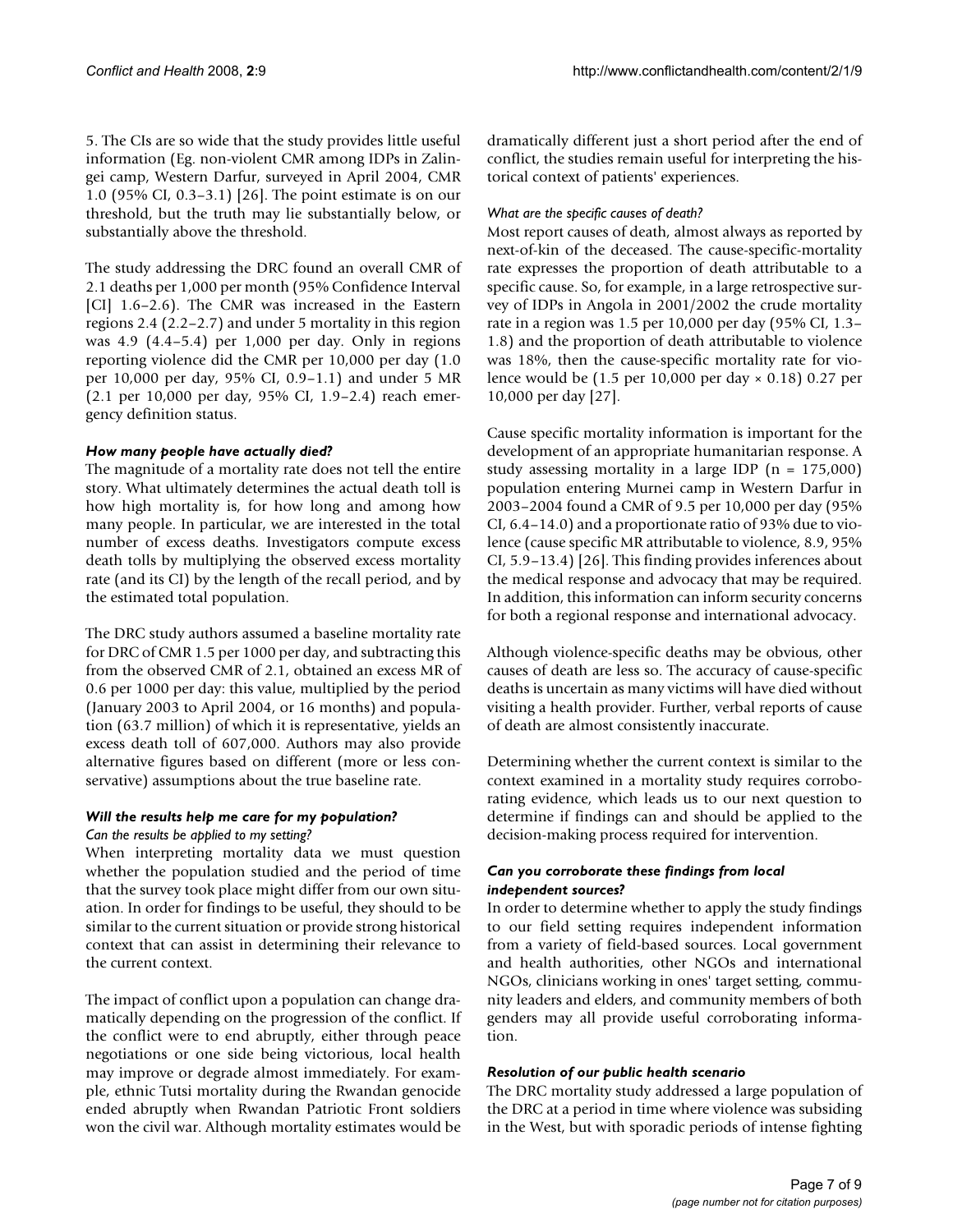5. The CIs are so wide that the study provides little useful information (Eg. non-violent CMR among IDPs in Zalingei camp, Western Darfur, surveyed in April 2004, CMR 1.0 (95% CI, 0.3–3.1) [26]. The point estimate is on our threshold, but the truth may lie substantially below, or substantially above the threshold.

The study addressing the DRC found an overall CMR of 2.1 deaths per 1,000 per month (95% Confidence Interval [CI] 1.6–2.6). The CMR was increased in the Eastern regions 2.4 (2.2–2.7) and under 5 mortality in this region was 4.9 (4.4–5.4) per 1,000 per day. Only in regions reporting violence did the CMR per 10,000 per day (1.0 per 10,000 per day, 95% CI, 0.9–1.1) and under 5 MR (2.1 per 10,000 per day, 95% CI, 1.9–2.4) reach emergency definition status.

### *How many people have actually died?*

The magnitude of a mortality rate does not tell the entire story. What ultimately determines the actual death toll is how high mortality is, for how long and among how many people. In particular, we are interested in the total number of excess deaths. Investigators compute excess death tolls by multiplying the observed excess mortality rate (and its CI) by the length of the recall period, and by the estimated total population.

The DRC study authors assumed a baseline mortality rate for DRC of CMR 1.5 per 1000 per day, and subtracting this from the observed CMR of 2.1, obtained an excess MR of 0.6 per 1000 per day: this value, multiplied by the period (January 2003 to April 2004, or 16 months) and population (63.7 million) of which it is representative, yields an excess death toll of 607,000. Authors may also provide alternative figures based on different (more or less conservative) assumptions about the true baseline rate.

### *Will the results help me care for my population?*

*Can the results be applied to my setting?*

When interpreting mortality data we must question whether the population studied and the period of time that the survey took place might differ from our own situation. In order for findings to be useful, they should to be similar to the current situation or provide strong historical context that can assist in determining their relevance to the current context.

The impact of conflict upon a population can change dramatically depending on the progression of the conflict. If the conflict were to end abruptly, either through peace negotiations or one side being victorious, local health may improve or degrade almost immediately. For example, ethnic Tutsi mortality during the Rwandan genocide ended abruptly when Rwandan Patriotic Front soldiers won the civil war. Although mortality estimates would be dramatically different just a short period after the end of conflict, the studies remain useful for interpreting the historical context of patients' experiences.

*What are the specific causes of death?*

Most report causes of death, almost always as reported by next-of-kin of the deceased. The cause-specific-mortality rate expresses the proportion of death attributable to a specific cause. So, for example, in a large retrospective survey of IDPs in Angola in 2001/2002 the crude mortality rate in a region was 1.5 per 10,000 per day (95% CI, 1.3–1.8) and the proportion of death attributable to violence was 18%, then the cause-specific mortality rate for violence would be (1.5 per 10,000 per day × 0.18) 0.27 per 10,000 per day [27].

Cause specific mortality information is important for the development of an appropriate humanitarian response. A study assessing mortality in a large IDP (n = 175,000) population entering Murnei camp in Western Darfur in 2003–2004 found a CMR of 9.5 per 10,000 per day (95% CI, 6.4–14.0) and a proportionate ratio of 93% due to violence (cause specific MR attributable to violence, 8.9, 95% CI, 5.9–13.4) [26]. This finding provides inferences about the medical response and advocacy that may be required. In addition, this information can inform security concerns for both a regional response and international advocacy.

Although violence-specific deaths may be obvious, other causes of death are less so. The accuracy of cause-specific deaths is uncertain as many victims will have died without visiting a health provider. Further, verbal reports of cause of death are almost consistently inaccurate.

Determining whether the current context is similar to the context examined in a mortality study requires corroborating evidence, which leads us to our next question to determine if findings can and should be applied to the decision-making process required for intervention.

### *Can you corroborate these findings from local independent sources?*

In order to determine whether to apply the study findings to our field setting requires independent information from a variety of field-based sources. Local government and health authorities, other NGOs and international NGOs, clinicians working in ones' target setting, community leaders and elders, and community members of both genders may all provide useful corroborating information.

### *Resolution of our public health scenario*

The DRC mortality study addressed a large population of the DRC at a period in time where violence was subsiding in the West, but with sporadic periods of intense fighting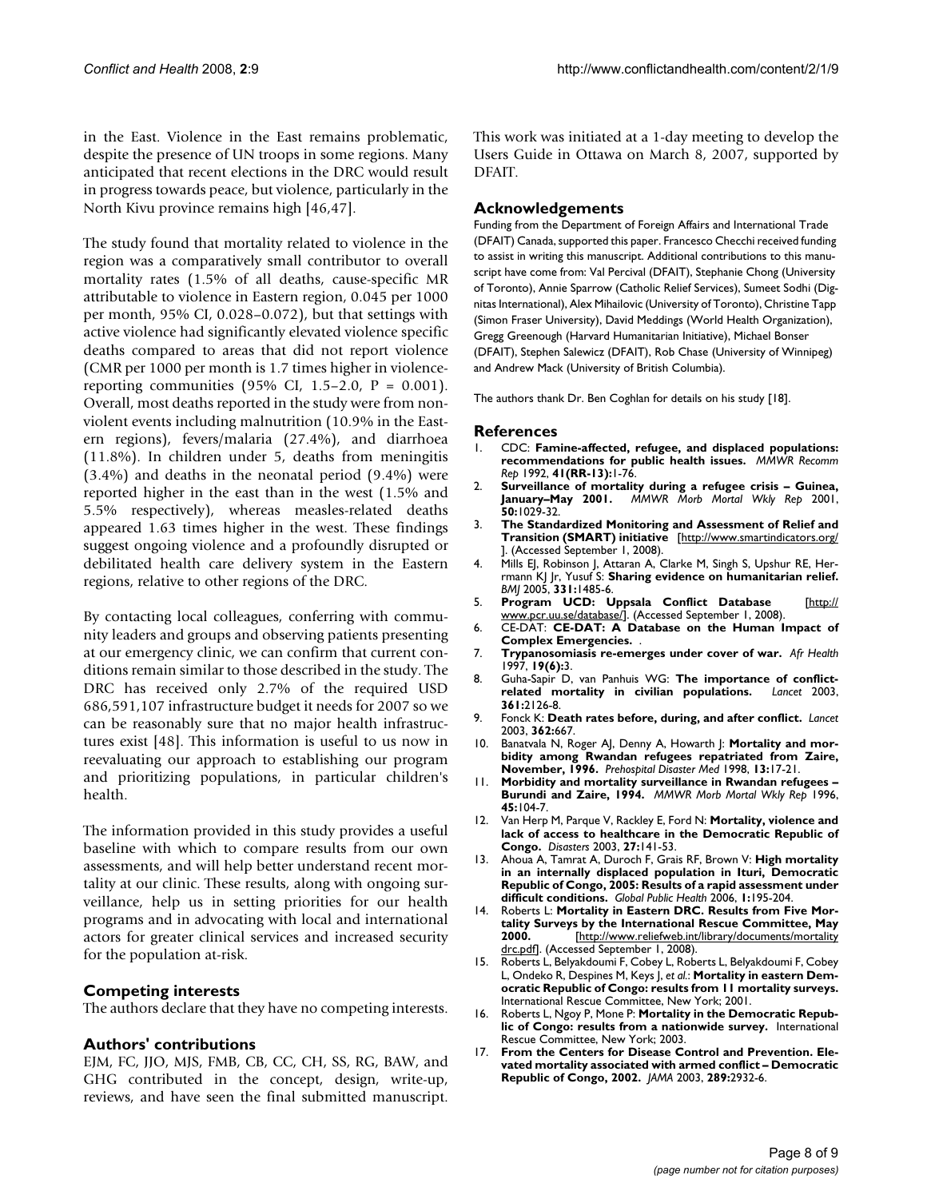in the East. Violence in the East remains problematic, despite the presence of UN troops in some regions. Many anticipated that recent elections in the DRC would result in progress towards peace, but violence, particularly in the North Kivu province remains high [46,47].

The study found that mortality related to violence in the region was a comparatively small contributor to overall mortality rates (1.5% of all deaths, cause-specific MR attributable to violence in Eastern region, 0.045 per 1000 per month, 95% CI, 0.028–0.072), but that settings with active violence had significantly elevated violence specific deaths compared to areas that did not report violence (CMR per 1000 per month is 1.7 times higher in violence-reporting communities (95% CI, 1.5–2.0, P = 0.001). Overall, most deaths reported in the study were from non-violent events including malnutrition (10.9% in the Eastern regions), fevers/malaria (27.4%), and diarrhoea (11.8%). In children under 5, deaths from meningitis (3.4%) and deaths in the neonatal period (9.4%) were reported higher in the east than in the west (1.5% and 5.5% respectively), whereas measles-related deaths appeared 1.63 times higher in the west. These findings suggest ongoing violence and a profoundly disrupted or debilitated health care delivery system in the Eastern regions, relative to other regions of the DRC.

By contacting local colleagues, conferring with community leaders and groups and observing patients presenting at our emergency clinic, we can confirm that current conditions remain similar to those described in the study. The DRC has received only 2.7% of the required USD 686,591,107 infrastructure budget it needs for 2007 so we can be reasonably sure that no major health infrastructures exist [48]. This information is useful to us now in reevaluating our approach to establishing our program and prioritizing populations, in particular children's health.

The information provided in this study provides a useful baseline with which to compare results from our own assessments, and will help better understand recent mortality at our clinic. These results, along with ongoing surveillance, help us in setting priorities for our health programs and in advocating with local and international actors for greater clinical services and increased security for the population at-risk.

## Competing interests

The authors declare that they have no competing interests.

## Authors' contributions

EJM, FC, JJO, MJS, FMB, CB, CC, CH, SS, RG, BAW, and GHG contributed in the concept, design, write-up, reviews, and have seen the final submitted manuscript. This work was initiated at a 1-day meeting to develop the Users Guide in Ottawa on March 8, 2007, supported by DFAIT.

## Acknowledgements

Funding from the Department of Foreign Affairs and International Trade (DFAIT) Canada, supported this paper. Francesco Checchi received funding to assist in writing this manuscript. Additional contributions to this manuscript have come from: Val Percival (DFAIT), Stephanie Chong (University of Toronto), Annie Sparrow (Catholic Relief Services), Sumeet Sodhi (Dignitas International), Alex Mihailovic (University of Toronto), Christine Tapp (Simon Fraser University), David Meddings (World Health Organization), Gregg Greenough (Harvard Humanitarian Initiative), Michael Bonser (DFAIT), Stephen Salewicz (DFAIT), Rob Chase (University of Winnipeg) and Andrew Mack (University of British Columbia).

The authors thank Dr. Ben Coghlan for details on his study [18].

## References

1. CDC: **Famine-affected, refugee, and displaced populations: recommendations for public health issues.** *MMWR Recomm Rep* 1992, **41(RR-13):**1-76.
2. **Surveillance of mortality during a refugee crisis – Guinea, January–May 2001.** *MMWR Morb Mortal Wkly Rep* 2001, **50:**1029-32.
3. **The Standardized Monitoring and Assessment of Relief and Transition (SMART) initiative** [http://www.smartindicators.org/]. (Accessed September 1, 2008).
4. Mills EJ, Robinson J, Attaran A, Clarke M, Singh S, Upshur RE, Herrmann KJ Jr, Yusuf S: **Sharing evidence on humanitarian relief.** *BMJ* 2005, **331:**1485-6.
5. **Program UCD: Uppsala Conflict Database** [http://www.pcr.uu.se/database/]. (Accessed September 1, 2008).
6. CE-DAT: **CE-DAT: A Database on the Human Impact of Complex Emergencies.** .
7. **Trypanosomiasis re-emerges under cover of war.** *Afr Health* 1997, **19(6):**3.
8. Guha-Sapir D, van Panhuis WG: **The importance of conflict-related mortality in civilian populations.** *Lancet* 2003, **361:**2126-8.
9. Fonck K: **Death rates before, during, and after conflict.** *Lancet* 2003, **362:**667.
10. Banatvala N, Roger AJ, Denny A, Howarth J: **Mortality and morbidity among Rwandan refugees repatriated from Zaire, November, 1996.** *Prehospital Disaster Med* 1998, **13:**17-21.
11. **Morbidity and mortality surveillance in Rwandan refugees – Burundi and Zaire, 1994.** *MMWR Morb Mortal Wkly Rep* 1996, **45:**104-7.
12. Van Herp M, Parque V, Rackley E, Ford N: **Mortality, violence and lack of access to healthcare in the Democratic Republic of Congo.** *Disasters* 2003, **27:**141-53.
13. Ahoua A, Tamrat A, Duroch F, Grais RF, Brown V: **High mortality in an internally displaced population in Ituri, Democratic Republic of Congo, 2005: Results of a rapid assessment under difficult conditions.** *Global Public Health* 2006, **1:**195-204.
14. Roberts L: **Mortality in Eastern DRC. Results from Five Mortality Surveys by the International Rescue Committee, May 2000.** [http://www.reliefweb.int/library/documents/mortalitydrc.pdf]. (Accessed September 1, 2008).
15. Roberts L, Belyakdoumi F, Cobey L, Roberts L, Belyakdoumi F, Cobey L, Ondeko R, Despines M, Keys J, *et al.*: **Mortality in eastern Democratic Republic of Congo: results from 11 mortality surveys.** International Rescue Committee, New York; 2001.
16. Roberts L, Ngoy P, Mone P: **Mortality in the Democratic Republic of Congo: results from a nationwide survey.** International Rescue Committee, New York; 2003.
17. **From the Centers for Disease Control and Prevention. Elevated mortality associated with armed conflict – Democratic Republic of Congo, 2002.** *JAMA* 2003, **289:**2932-6.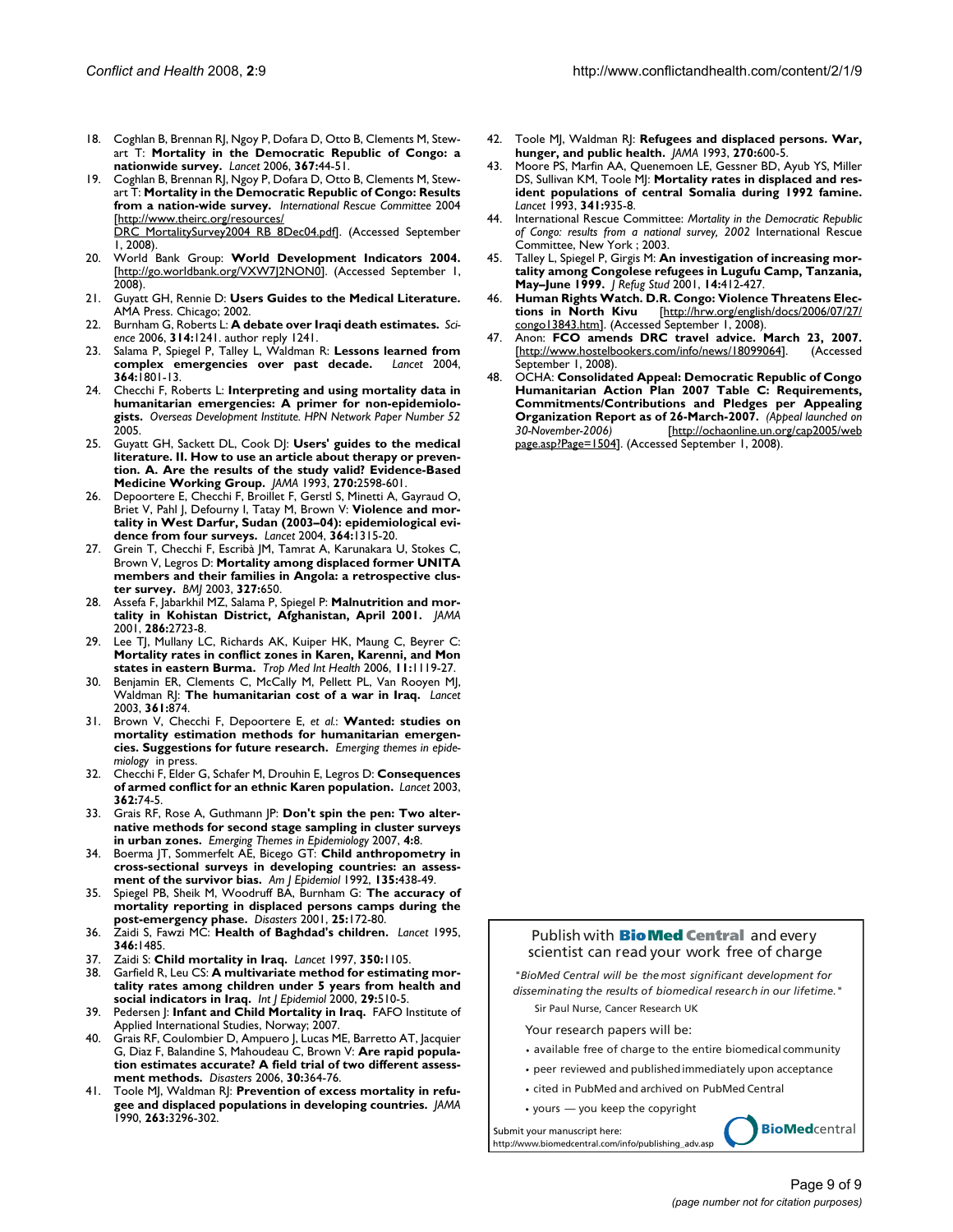18. Coghlan B, Brennan RJ, Ngoy P, Dofara D, Otto B, Clements M, Stewart T: **Mortality in the Democratic Republic of Congo: a nationwide survey.** *Lancet* 2006, **367:**44-51.
19. Coghlan B, Brennan RJ, Ngoy P, Dofara D, Otto B, Clements M, Stewart T: **Mortality in the Democratic Republic of Congo: Results from a nation-wide survey.** *International Rescue Committee* 2004 [http://www.theirc.org/resources/DRC_MortalitySurvey2004_RB_8Dec04.pdf]. (Accessed September 1, 2008).
20. World Bank Group: **World Development Indicators 2004.** [http://go.worldbank.org/VXW7J2NON0]. (Accessed September 1, 2008).
21. Guyatt GH, Rennie D: **Users Guides to the Medical Literature.** AMA Press. Chicago; 2002.
22. Burnham G, Roberts L: **A debate over Iraqi death estimates.** *Science* 2006, **314:**1241. author reply 1241.
23. Salama P, Spiegel P, Talley L, Waldman R: **Lessons learned from complex emergencies over past decade.** *Lancet* 2004, **364:**1801-13.
24. Checchi F, Roberts L: **Interpreting and using mortality data in humanitarian emergencies: A primer for non-epidemiologists.** *Overseas Development Institute. HPN Network Paper Number 52* 2005.
25. Guyatt GH, Sackett DL, Cook DJ: **Users' guides to the medical literature. II. How to use an article about therapy or prevention. A. Are the results of the study valid? Evidence-Based Medicine Working Group.** *JAMA* 1993, **270:**2598-601.
26. Depoortere E, Checchi F, Broillet F, Gerstl S, Minetti A, Gayraud O, Briet V, Pahl J, Defourny I, Tatay M, Brown V: **Violence and mortality in West Darfur, Sudan (2003–04): epidemiological evidence from four surveys.** *Lancet* 2004, **364:**1315-20.
27. Grein T, Checchi F, Escribà JM, Tamrat A, Karunakara U, Stokes C, Brown V, Legros D: **Mortality among displaced former UNITA members and their families in Angola: a retrospective cluster survey.** *BMJ* 2003, **327:**650.
28. Assefa F, Jabarkhil MZ, Salama P, Spiegel P: **Malnutrition and mortality in Kohistan District, Afghanistan, April 2001.** *JAMA* 2001, **286:**2723-8.
29. Lee TJ, Mullany LC, Richards AK, Kuiper HK, Maung C, Beyrer C: **Mortality rates in conflict zones in Karen, Karenni, and Mon states in eastern Burma.** *Trop Med Int Health* 2006, **11:**1119-27.
30. Benjamin ER, Clements C, McCally M, Pellett PL, Van Rooyen MJ, Waldman RJ: **The humanitarian cost of a war in Iraq.** *Lancet* 2003, **361:**874.
31. Brown V, Checchi F, Depoortere E, *et al.*: **Wanted: studies on mortality estimation methods for humanitarian emergencies. Suggestions for future research.** *Emerging themes in epidemiology* in press.
32. Checchi F, Elder G, Schafer M, Drouhin E, Legros D: **Consequences of armed conflict for an ethnic Karen population.** *Lancet* 2003, **362:**74-5.
33. Grais RF, Rose A, Guthmann JP: **Don't spin the pen: Two alternative methods for second stage sampling in cluster surveys in urban zones.** *Emerging Themes in Epidemiology* 2007, **4:**8.
34. Boerma JT, Sommerfelt AE, Bicego GT: **Child anthropometry in cross-sectional surveys in developing countries: an assessment of the survivor bias.** *Am J Epidemiol* 1992, **135:**438-49.
35. Spiegel PB, Sheik M, Woodruff BA, Burnham G: **The accuracy of mortality reporting in displaced persons camps during the post-emergency phase.** *Disasters* 2001, **25:**172-80.
36. Zaidi S, Fawzi MC: **Health of Baghdad's children.** *Lancet* 1995, **346:**1485.
37. Zaidi S: **Child mortality in Iraq.** *Lancet* 1997, **350:**1105.
38. Garfield R, Leu CS: **A multivariate method for estimating mortality rates among children under 5 years from health and social indicators in Iraq.** *Int J Epidemiol* 2000, **29:**510-5.
39. Pedersen J: **Infant and Child Mortality in Iraq.** FAFO Institute of Applied International Studies, Norway; 2007.
40. Grais RF, Coulombier D, Ampuero J, Lucas ME, Barretto AT, Jacquier G, Diaz F, Balandine S, Mahoudeau C, Brown V: **Are rapid population estimates accurate? A field trial of two different assessment methods.** *Disasters* 2006, **30:**364-76.
41. Toole MJ, Waldman RJ: **Prevention of excess mortality in refugee and displaced populations in developing countries.** *JAMA* 1990, **263:**3296-302.
42. Toole MJ, Waldman RJ: **Refugees and displaced persons. War, hunger, and public health.** *JAMA* 1993, **270:**600-5.
43. Moore PS, Marfin AA, Quenemoen LE, Gessner BD, Ayub YS, Miller DS, Sullivan KM, Toole MJ: **Mortality rates in displaced and resident populations of central Somalia during 1992 famine.** *Lancet* 1993, **341:**935-8.
44. International Rescue Committee: *Mortality in the Democratic Republic of Congo: results from a national survey, 2002* International Rescue Committee, New York ; 2003.
45. Talley L, Spiegel P, Girgis M: **An investigation of increasing mortality among Congolese refugees in Lugufu Camp, Tanzania, May–June 1999.** *J Refug Stud* 2001, **14:**412-427.
46. **Human Rights Watch. D.R. Congo: Violence Threatens Elections in North Kivu** [http://hrw.org/english/docs/2006/07/27/congo13843.htm]. (Accessed September 1, 2008).
47. Anon: **FCO amends DRC travel advice. March 23, 2007.** [http://www.hostelbookers.com/info/news/18099064]. (Accessed September 1, 2008).
48. OCHA: **Consolidated Appeal: Democratic Republic of Congo Humanitarian Action Plan 2007 Table C: Requirements, Commitments/Contributions and Pledges per Appealing Organization Report as of 26-March-2007.** *(Appeal launched on 30-November-2006)* [http://ochaonline.un.org/cap2005/webpage.asp?Page=1504]. (Accessed September 1, 2008).

Publish with **BioMed Central** and every scientist can read your work free of charge

*"BioMed Central will be the most significant development for disseminating the results of biomedical research in our lifetime."*
Sir Paul Nurse, Cancer Research UK

Your research papers will be:

- available free of charge to the entire biomedical community
- peer reviewed and published immediately upon acceptance
- cited in PubMed and archived on PubMed Central
- yours — you keep the copyright

Submit your manuscript here:
http://www.biomedcentral.com/info/publishing_adv.asp

BioMedcentral